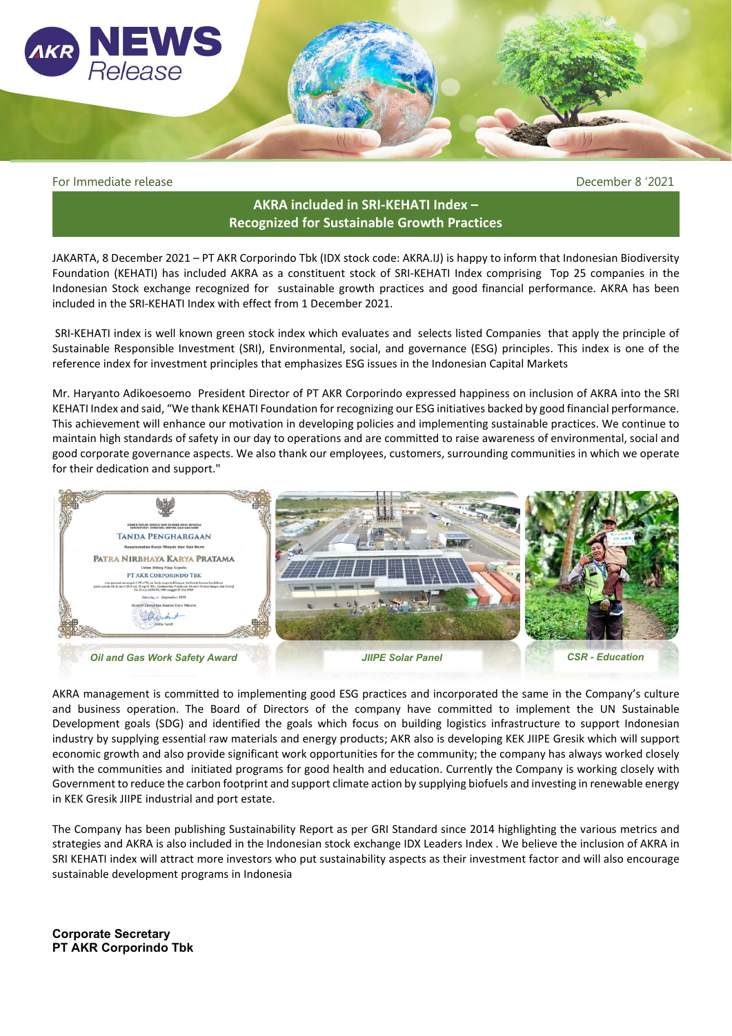AKR NEWS Release

For Immediate release

December 8 '2021

## AKRA included in SRI-KEHATI Index – Recognized for Sustainable Growth Practices

JAKARTA, 8 December 2021 – PT AKR Corporindo Tbk (IDX stock code: AKRA.IJ) is happy to inform that Indonesian Biodiversity Foundation (KEHATI) has included AKRA as a constituent stock of SRI-KEHATI Index comprising Top 25 companies in the Indonesian Stock exchange recognized for sustainable growth practices and good financial performance. AKRA has been included in the SRI-KEHATI Index with effect from 1 December 2021.

SRI-KEHATI index is well known green stock index which evaluates and selects listed Companies that apply the principle of Sustainable Responsible Investment (SRI), Environmental, social, and governance (ESG) principles. This index is one of the reference index for investment principles that emphasizes ESG issues in the Indonesian Capital Markets

Mr. Haryanto Adikoesoemo President Director of PT AKR Corporindo expressed happiness on inclusion of AKRA into the SRI KEHATI Index and said, "We thank KEHATI Foundation for recognizing our ESG initiatives backed by good financial performance. This achievement will enhance our motivation in developing policies and implementing sustainable practices. We continue to maintain high standards of safety in our day to operations and are committed to raise awareness of environmental, social and good corporate governance aspects. We also thank our employees, customers, surrounding communities in which we operate for their dedication and support."

*Oil and Gas Work Safety Award*

*JIIPE Solar Panel*

*CSR - Education*

AKRA management is committed to implementing good ESG practices and incorporated the same in the Company's culture and business operation. The Board of Directors of the company have committed to implement the UN Sustainable Development goals (SDG) and identified the goals which focus on building logistics infrastructure to support Indonesian industry by supplying essential raw materials and energy products; AKR also is developing KEK JIIPE Gresik which will support economic growth and also provide significant work opportunities for the community; the company has always worked closely with the communities and initiated programs for good health and education. Currently the Company is working closely with Government to reduce the carbon footprint and support climate action by supplying biofuels and investing in renewable energy in KEK Gresik JIIPE industrial and port estate.

The Company has been publishing Sustainability Report as per GRI Standard since 2014 highlighting the various metrics and strategies and AKRA is also included in the Indonesian stock exchange IDX Leaders Index . We believe the inclusion of AKRA in SRI KEHATI index will attract more investors who put sustainability aspects as their investment factor and will also encourage sustainable development programs in Indonesia

**Corporate Secretary**
**PT AKR Corporindo Tbk**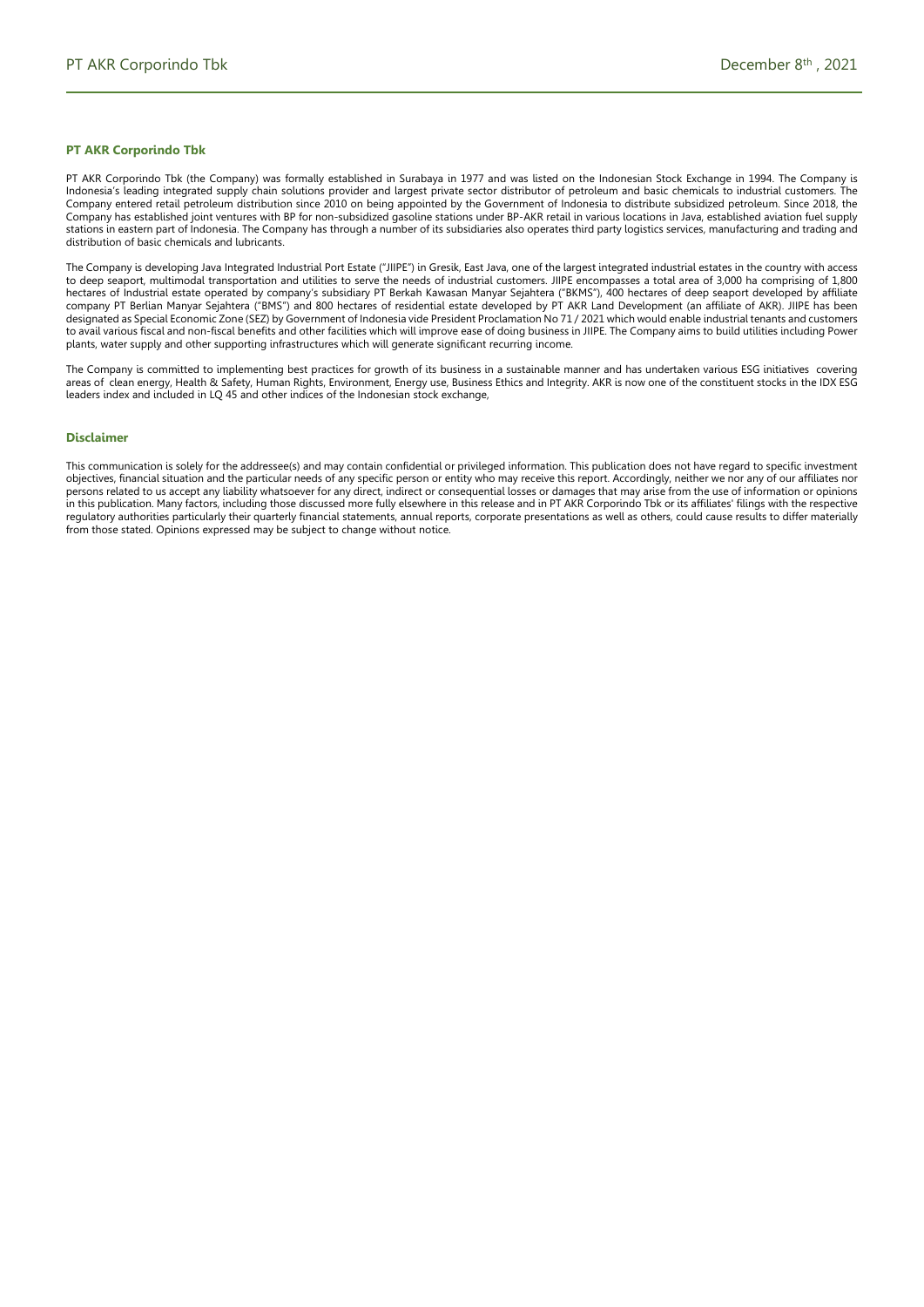## PT AKR Corporindo Tbk

PT AKR Corporindo Tbk (the Company) was formally established in Surabaya in 1977 and was listed on the Indonesian Stock Exchange in 1994. The Company is Indonesia's leading integrated supply chain solutions provider and largest private sector distributor of petroleum and basic chemicals to industrial customers. The Company entered retail petroleum distribution since 2010 on being appointed by the Government of Indonesia to distribute subsidized petroleum. Since 2018, the Company has established joint ventures with BP for non-subsidized gasoline stations under BP-AKR retail in various locations in Java, established aviation fuel supply stations in eastern part of Indonesia. The Company has through a number of its subsidiaries also operates third party logistics services, manufacturing and trading and distribution of basic chemicals and lubricants.

The Company is developing Java Integrated Industrial Port Estate ("JIIPE") in Gresik, East Java, one of the largest integrated industrial estates in the country with access to deep seaport, multimodal transportation and utilities to serve the needs of industrial customers. JIIPE encompasses a total area of 3,000 ha comprising of 1,800 hectares of Industrial estate operated by company's subsidiary PT Berkah Kawasan Manyar Sejahtera ("BKMS"), 400 hectares of deep seaport developed by affiliate company PT Berlian Manyar Sejahtera ("BMS") and 800 hectares of residential estate developed by PT AKR Land Development (an affiliate of AKR). JIIPE has been designated as Special Economic Zone (SEZ) by Government of Indonesia vide President Proclamation No 71 / 2021 which would enable industrial tenants and customers to avail various fiscal and non-fiscal benefits and other facilities which will improve ease of doing business in JIIPE. The Company aims to build utilities including Power plants, water supply and other supporting infrastructures which will generate significant recurring income.

The Company is committed to implementing best practices for growth of its business in a sustainable manner and has undertaken various ESG initiatives covering areas of clean energy, Health & Safety, Human Rights, Environment, Energy use, Business Ethics and Integrity. AKR is now one of the constituent stocks in the IDX ESG leaders index and included in LQ 45 and other indices of the Indonesian stock exchange,

## Disclaimer

This communication is solely for the addressee(s) and may contain confidential or privileged information. This publication does not have regard to specific investment objectives, financial situation and the particular needs of any specific person or entity who may receive this report. Accordingly, neither we nor any of our affiliates nor persons related to us accept any liability whatsoever for any direct, indirect or consequential losses or damages that may arise from the use of information or opinions in this publication. Many factors, including those discussed more fully elsewhere in this release and in PT AKR Corporindo Tbk or its affiliates' filings with the respective regulatory authorities particularly their quarterly financial statements, annual reports, corporate presentations as well as others, could cause results to differ materially from those stated. Opinions expressed may be subject to change without notice.